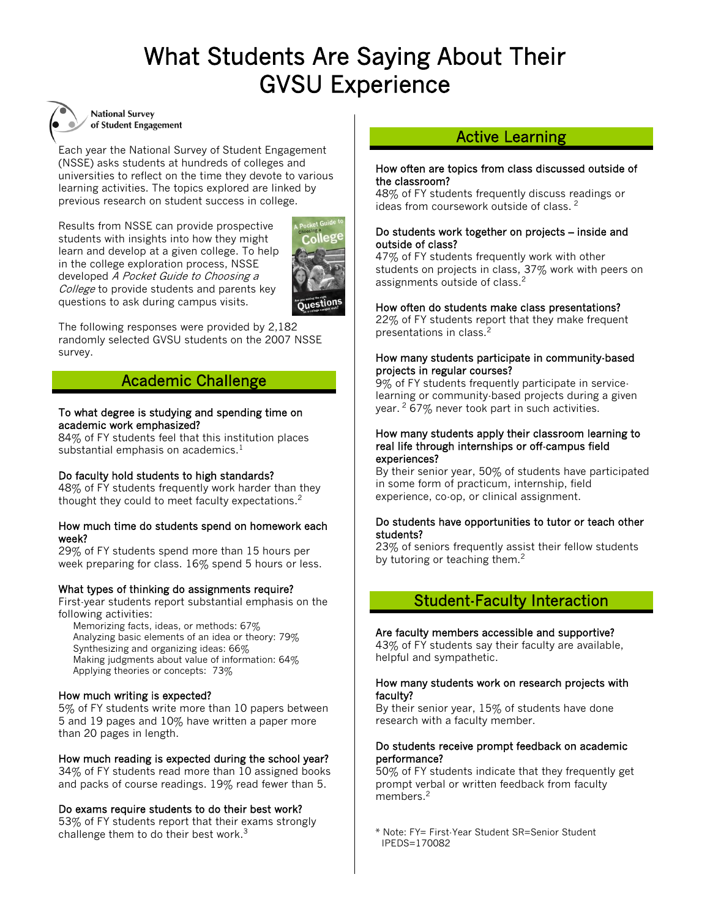# What Students Are Saying About Their GVSU Experience

National Survey of Student Engagement

Each year the National Survey of Student Engagement (NSSE) asks students at hundreds of colleges and universities to reflect on the time they devote to various learning activities. The topics explored are linked by previous research on student success in college.

Results from NSSE can provide prospective students with insights into how they might learn and develop at a given college. To help in the college exploration process, NSSE developed *A Pocket Guide to Choosing a College* to provide students and parents key questions to ask during campus visits.

The following responses were provided by 2,182 randomly selected GVSU students on the 2007 NSSE survey.

## Academic Challenge

**To what degree is studying and spending time on academic work emphasized?**
84% of FY students feel that this institution places substantial emphasis on academics.[1]

**Do faculty hold students to high standards?**
48% of FY students frequently work harder than they thought they could to meet faculty expectations.[2]

**How much time do students spend on homework each week?**
29% of FY students spend more than 15 hours per week preparing for class. 16% spend 5 hours or less.

**What types of thinking do assignments require?**
First-year students report substantial emphasis on the following activities:

- Memorizing facts, ideas, or methods: 67%
- Analyzing basic elements of an idea or theory: 79%
- Synthesizing and organizing ideas: 66%
- Making judgments about value of information: 64%
- Applying theories or concepts: 73%

**How much writing is expected?**
5% of FY students write more than 10 papers between 5 and 19 pages and 10% have written a paper more than 20 pages in length.

**How much reading is expected during the school year?**
34% of FY students read more than 10 assigned books and packs of course readings. 19% read fewer than 5.

**Do exams require students to do their best work?**
53% of FY students report that their exams strongly challenge them to do their best work.[3]

## Active Learning

**How often are topics from class discussed outside of the classroom?**
48% of FY students frequently discuss readings or ideas from coursework outside of class.[2]

**Do students work together on projects – inside and outside of class?**
47% of FY students frequently work with other students on projects in class, 37% work with peers on assignments outside of class.[2]

**How often do students make class presentations?**
22% of FY students report that they make frequent presentations in class.[2]

**How many students participate in community-based projects in regular courses?**
9% of FY students frequently participate in service-learning or community-based projects during a given year.[2] 67% never took part in such activities.

**How many students apply their classroom learning to real life through internships or off-campus field experiences?**
By their senior year, 50% of students have participated in some form of practicum, internship, field experience, co-op, or clinical assignment.

**Do students have opportunities to tutor or teach other students?**
23% of seniors frequently assist their fellow students by tutoring or teaching them.[2]

## Student-Faculty Interaction

**Are faculty members accessible and supportive?**
43% of FY students say their faculty are available, helpful and sympathetic.

**How many students work on research projects with faculty?**
By their senior year, 15% of students have done research with a faculty member.

**Do students receive prompt feedback on academic performance?**
50% of FY students indicate that they frequently get prompt verbal or written feedback from faculty members.[2]

\* Note: FY= First-Year Student SR=Senior Student
IPEDS=170082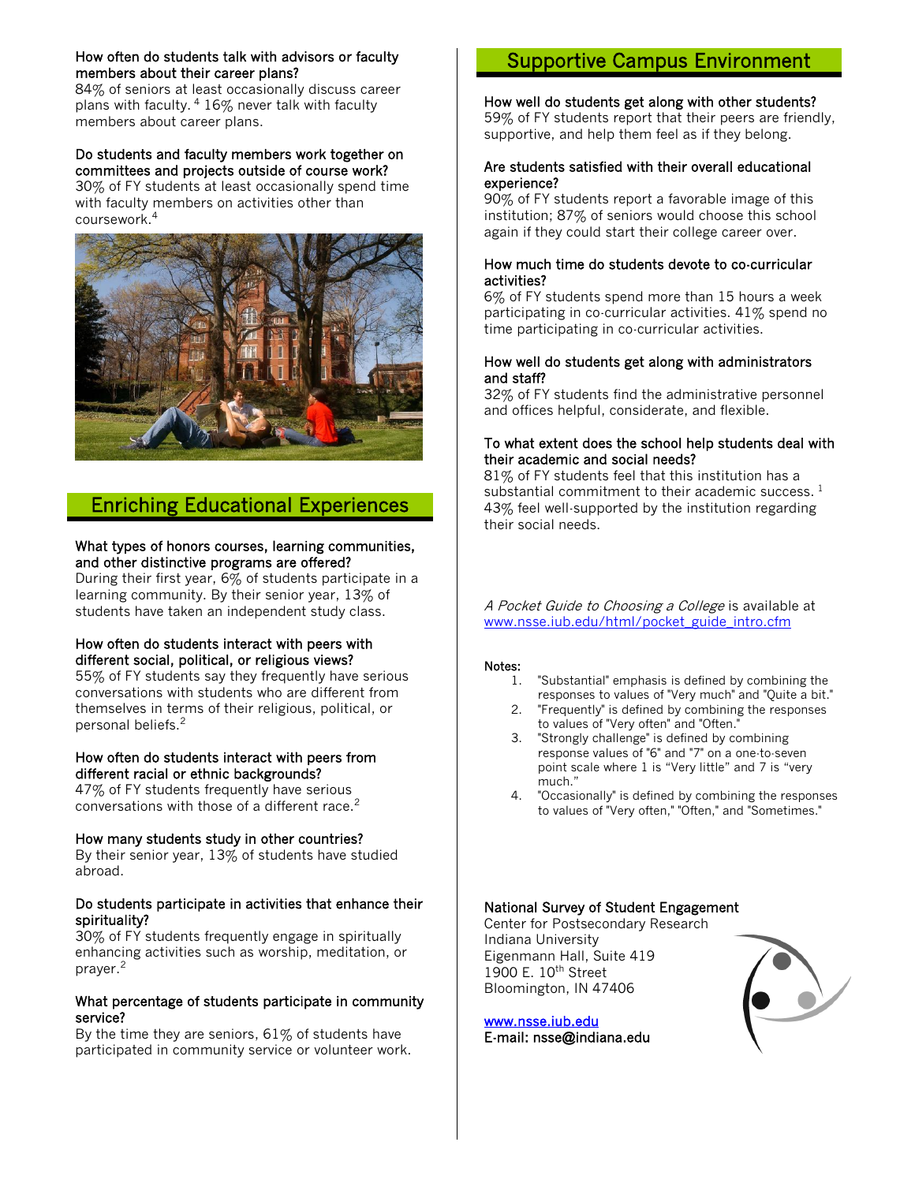**How often do students talk with advisors or faculty members about their career plans?**
84% of seniors at least occasionally discuss career plans with faculty. [4] 16% never talk with faculty members about career plans.

**Do students and faculty members work together on committees and projects outside of course work?**
30% of FY students at least occasionally spend time with faculty members on activities other than coursework.[4]

## Enriching Educational Experiences

**What types of honors courses, learning communities, and other distinctive programs are offered?**
During their first year, 6% of students participate in a learning community. By their senior year, 13% of students have taken an independent study class.

**How often do students interact with peers with different social, political, or religious views?**
55% of FY students say they frequently have serious conversations with students who are different from themselves in terms of their religious, political, or personal beliefs.[2]

**How often do students interact with peers from different racial or ethnic backgrounds?**
47% of FY students frequently have serious conversations with those of a different race.[2]

**How many students study in other countries?**
By their senior year, 13% of students have studied abroad.

**Do students participate in activities that enhance their spirituality?**
30% of FY students frequently engage in spiritually enhancing activities such as worship, meditation, or prayer.[2]

**What percentage of students participate in community service?**
By the time they are seniors, 61% of students have participated in community service or volunteer work.

## Supportive Campus Environment

**How well do students get along with other students?**
59% of FY students report that their peers are friendly, supportive, and help them feel as if they belong.

**Are students satisfied with their overall educational experience?**
90% of FY students report a favorable image of this institution; 87% of seniors would choose this school again if they could start their college career over.

**How much time do students devote to co-curricular activities?**
6% of FY students spend more than 15 hours a week participating in co-curricular activities. 41% spend no time participating in co-curricular activities.

**How well do students get along with administrators and staff?**
32% of FY students find the administrative personnel and offices helpful, considerate, and flexible.

**To what extent does the school help students deal with their academic and social needs?**
81% of FY students feel that this institution has a substantial commitment to their academic success. [1] 43% feel well-supported by the institution regarding their social needs.

*A Pocket Guide to Choosing a College* is available at [www.nsse.iub.edu/html/pocket_guide_intro.cfm](www.nsse.iub.edu/html/pocket_guide_intro.cfm)

Notes:

1. "Substantial" emphasis is defined by combining the responses to values of "Very much" and "Quite a bit."
2. "Frequently" is defined by combining the responses to values of "Very often" and "Often."
3. "Strongly challenge" is defined by combining response values of "6" and "7" on a one-to-seven point scale where 1 is "Very little" and 7 is "very much."
4. "Occasionally" is defined by combining the responses to values of "Very often," "Often," and "Sometimes."

**National Survey of Student Engagement**
Center for Postsecondary Research
Indiana University
Eigenmann Hall, Suite 419
1900 E. 10th Street
Bloomington, IN 47406

[www.nsse.iub.edu](www.nsse.iub.edu)
E-mail: nsse@indiana.edu